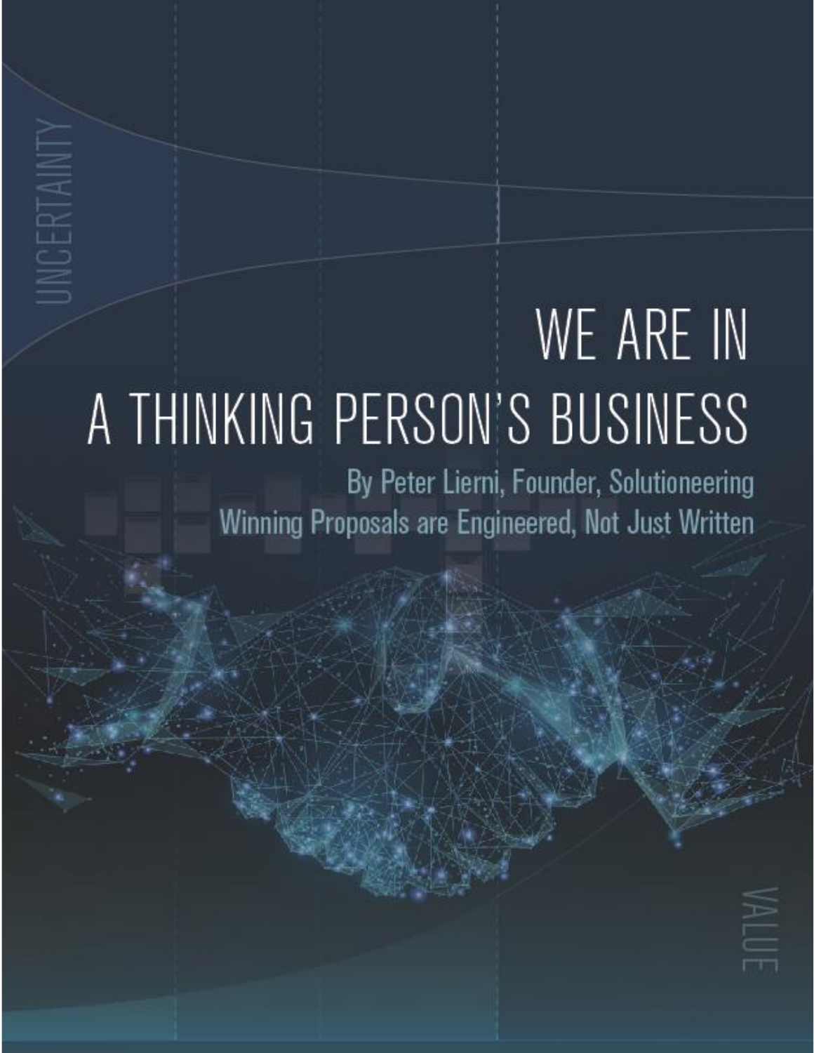# WE ARE IN A THINKING PERSON'S BUSINESS

By Peter Lierni, Founder, Solutioneering

Winning Proposals are Engineered, Not Just Written

UNCERTAINTY

VALUE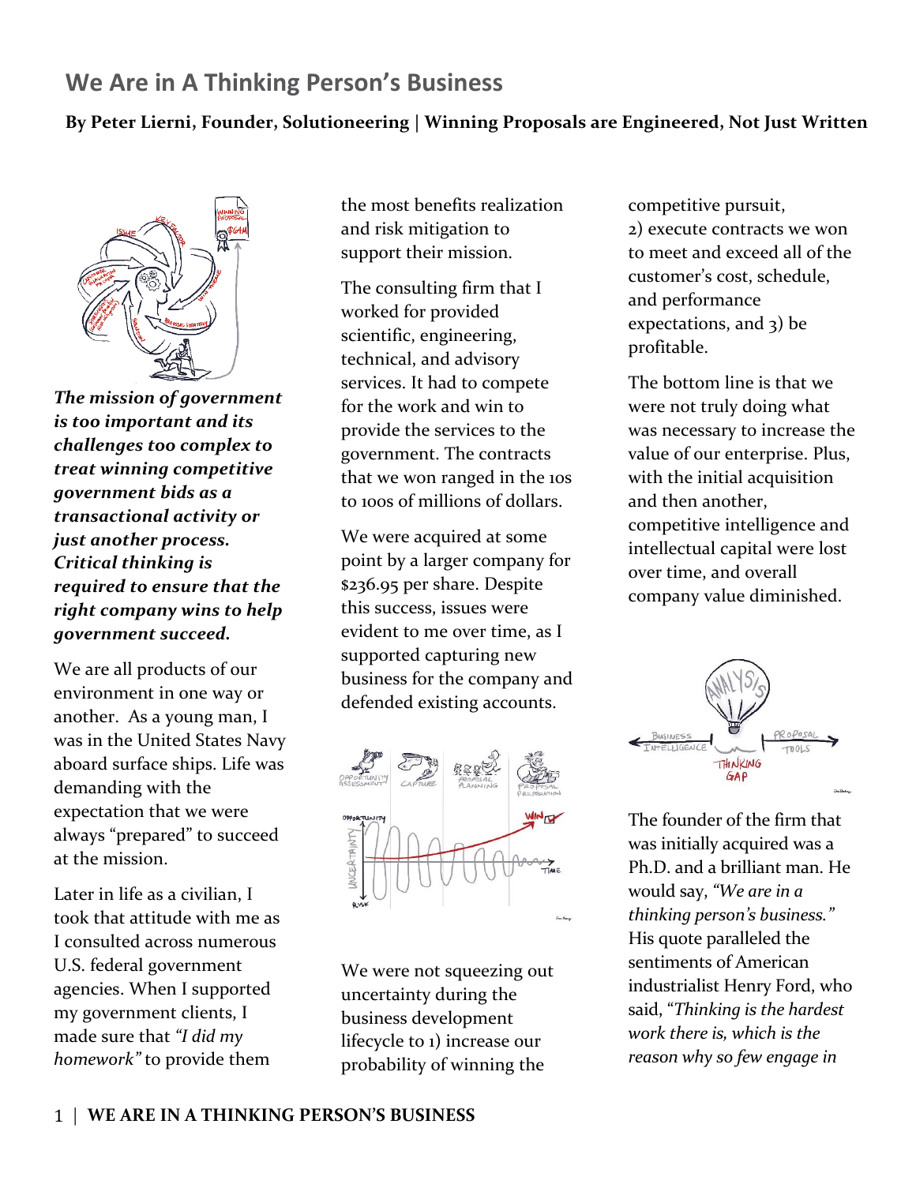# We Are in A Thinking Person's Business

**By Peter Lierni, Founder, Solutioneering | Winning Proposals are Engineered, Not Just Written**

***The mission of government is too important and its challenges too complex to treat winning competitive government bids as a transactional activity or just another process. Critical thinking is required to ensure that the right company wins to help government succeed.***

We are all products of our environment in one way or another. As a young man, I was in the United States Navy aboard surface ships. Life was demanding with the expectation that we were always "prepared" to succeed at the mission.

Later in life as a civilian, I took that attitude with me as I consulted across numerous U.S. federal government agencies. When I supported my government clients, I made sure that *"I did my homework"* to provide them the most benefits realization and risk mitigation to support their mission.

The consulting firm that I worked for provided scientific, engineering, technical, and advisory services. It had to compete for the work and win to provide the services to the government. The contracts that we won ranged in the 10s to 100s of millions of dollars.

We were acquired at some point by a larger company for $236.95 per share. Despite this success, issues were evident to me over time, as I supported capturing new business for the company and defended existing accounts.

We were not squeezing out uncertainty during the business development lifecycle to 1) increase our probability of winning the competitive pursuit, 2) execute contracts we won to meet and exceed all of the customer's cost, schedule, and performance expectations, and 3) be profitable.

The bottom line is that we were not truly doing what was necessary to increase the value of our enterprise. Plus, with the initial acquisition and then another, competitive intelligence and intellectual capital were lost over time, and overall company value diminished.

The founder of the firm that was initially acquired was a Ph.D. and a brilliant man. He would say, *"We are in a thinking person's business."* His quote paralleled the sentiments of American industrialist Henry Ford, who said, "*Thinking is the hardest work there is, which is the reason why so few engage in*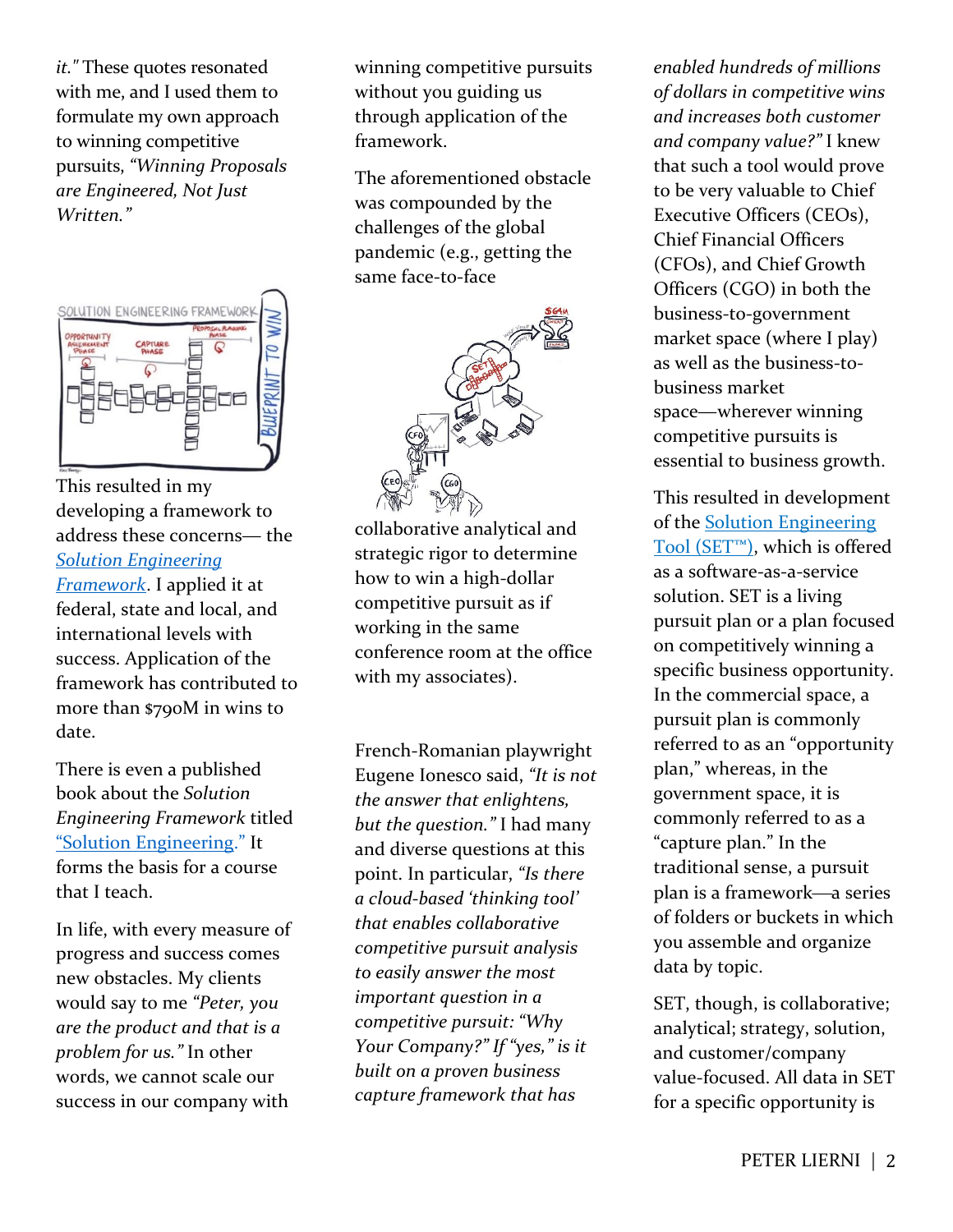it." These quotes resonated with me, and I used them to formulate my own approach to winning competitive pursuits, *"Winning Proposals are Engineered, Not Just Written."*

This resulted in my developing a framework to address these concerns— the [*Solution Engineering Framework*](). I applied it at federal, state and local, and international levels with success. Application of the framework has contributed to more than $790M in wins to date.

There is even a published book about the *Solution Engineering Framework* titled ["Solution Engineering."]() It forms the basis for a course that I teach.

In life, with every measure of progress and success comes new obstacles. My clients would say to me *"Peter, you are the product and that is a problem for us."* In other words, we cannot scale our success in our company with winning competitive pursuits without you guiding us through application of the framework.

The aforementioned obstacle was compounded by the challenges of the global pandemic (e.g., getting the same face-to-face collaborative analytical and strategic rigor to determine how to win a high-dollar competitive pursuit as if working in the same conference room at the office with my associates).

French-Romanian playwright Eugene Ionesco said, *"It is not the answer that enlightens, but the question."* I had many and diverse questions at this point. In particular, *"Is there a cloud-based 'thinking tool' that enables collaborative competitive pursuit analysis to easily answer the most important question in a competitive pursuit: "Why Your Company?" If "yes," is it built on a proven business capture framework that has enabled hundreds of millions of dollars in competitive wins and increases both customer and company value?"* I knew that such a tool would prove to be very valuable to Chief Executive Officers (CEOs), Chief Financial Officers (CFOs), and Chief Growth Officers (CGO) in both the business-to-government market space (where I play) as well as the business-to-business market space—wherever winning competitive pursuits is essential to business growth.

This resulted in development of the [Solution Engineering Tool (SET™)](), which is offered as a software-as-a-service solution. SET is a living pursuit plan or a plan focused on competitively winning a specific business opportunity. In the commercial space, a pursuit plan is commonly referred to as an "opportunity plan," whereas, in the government space, it is commonly referred to as a "capture plan." In the traditional sense, a pursuit plan is a framework—a series of folders or buckets in which you assemble and organize data by topic.

SET, though, is collaborative; analytical; strategy, solution, and customer/company value-focused. All data in SET for a specific opportunity is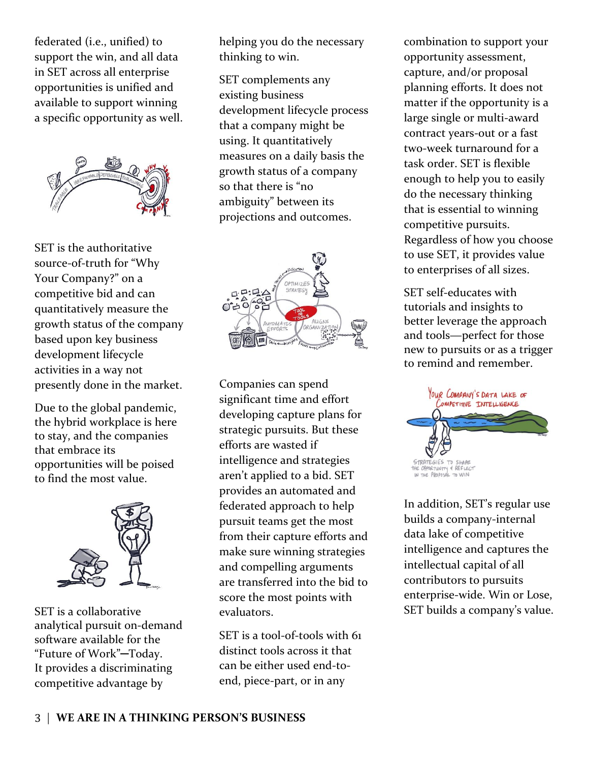federated (i.e., unified) to support the win, and all data in SET across all enterprise opportunities is unified and available to support winning a specific opportunity as well.

SET is the authoritative source-of-truth for "Why Your Company?" on a competitive bid and can quantitatively measure the growth status of the company based upon key business development lifecycle activities in a way not presently done in the market.

Due to the global pandemic, the hybrid workplace is here to stay, and the companies that embrace its opportunities will be poised to find the most value.

SET is a collaborative analytical pursuit on-demand software available for the "Future of Work"—Today. It provides a discriminating competitive advantage by helping you do the necessary thinking to win.

SET complements any existing business development lifecycle process that a company might be using. It quantitatively measures on a daily basis the growth status of a company so that there is "no ambiguity" between its projections and outcomes.

Companies can spend significant time and effort developing capture plans for strategic pursuits. But these efforts are wasted if intelligence and strategies aren't applied to a bid. SET provides an automated and federated approach to help pursuit teams get the most from their capture efforts and make sure winning strategies and compelling arguments are transferred into the bid to score the most points with evaluators.

SET is a tool-of-tools with 61 distinct tools across it that can be either used end-to-end, piece-part, or in any combination to support your opportunity assessment, capture, and/or proposal planning efforts. It does not matter if the opportunity is a large single or multi-award contract years-out or a fast two-week turnaround for a task order. SET is flexible enough to help you to easily do the necessary thinking that is essential to winning competitive pursuits. Regardless of how you choose to use SET, it provides value to enterprises of all sizes.

SET self-educates with tutorials and insights to better leverage the approach and tools—perfect for those new to pursuits or as a trigger to remind and remember.

In addition, SET's regular use builds a company-internal data lake of competitive intelligence and captures the intellectual capital of all contributors to pursuits enterprise-wide. Win or Lose, SET builds a company's value.